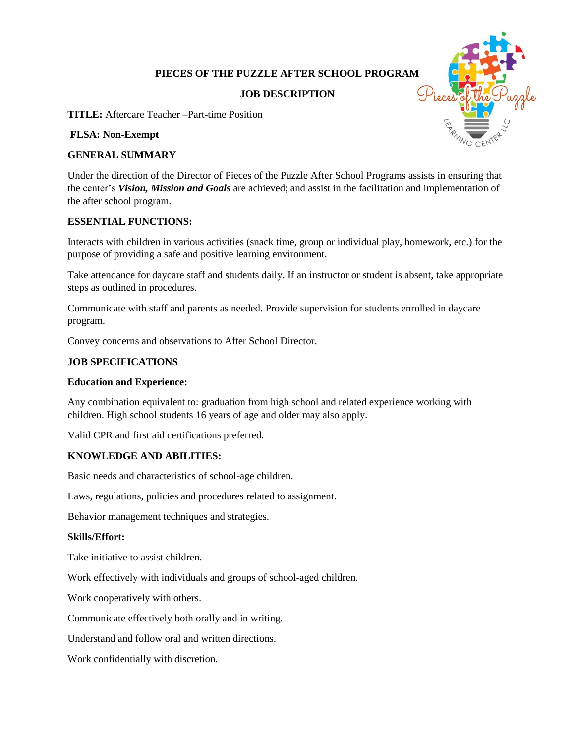# PIECES OF THE PUZZLE AFTER SCHOOL PROGRAM

## JOB DESCRIPTION

**TITLE:** Aftercare Teacher –Part-time Position

**FLSA: Non-Exempt**

### GENERAL SUMMARY

Under the direction of the Director of Pieces of the Puzzle After School Programs assists in ensuring that the center's ***Vision, Mission and Goals*** are achieved; and assist in the facilitation and implementation of the after school program.

### ESSENTIAL FUNCTIONS:

Interacts with children in various activities (snack time, group or individual play, homework, etc.) for the purpose of providing a safe and positive learning environment.

Take attendance for daycare staff and students daily. If an instructor or student is absent, take appropriate steps as outlined in procedures.

Communicate with staff and parents as needed. Provide supervision for students enrolled in daycare program.

Convey concerns and observations to After School Director.

### JOB SPECIFICATIONS

**Education and Experience:**

Any combination equivalent to: graduation from high school and related experience working with children. High school students 16 years of age and older may also apply.

Valid CPR and first aid certifications preferred.

### KNOWLEDGE AND ABILITIES:

Basic needs and characteristics of school-age children.

Laws, regulations, policies and procedures related to assignment.

Behavior management techniques and strategies.

**Skills/Effort:**

Take initiative to assist children.

Work effectively with individuals and groups of school-aged children.

Work cooperatively with others.

Communicate effectively both orally and in writing.

Understand and follow oral and written directions.

Work confidentially with discretion.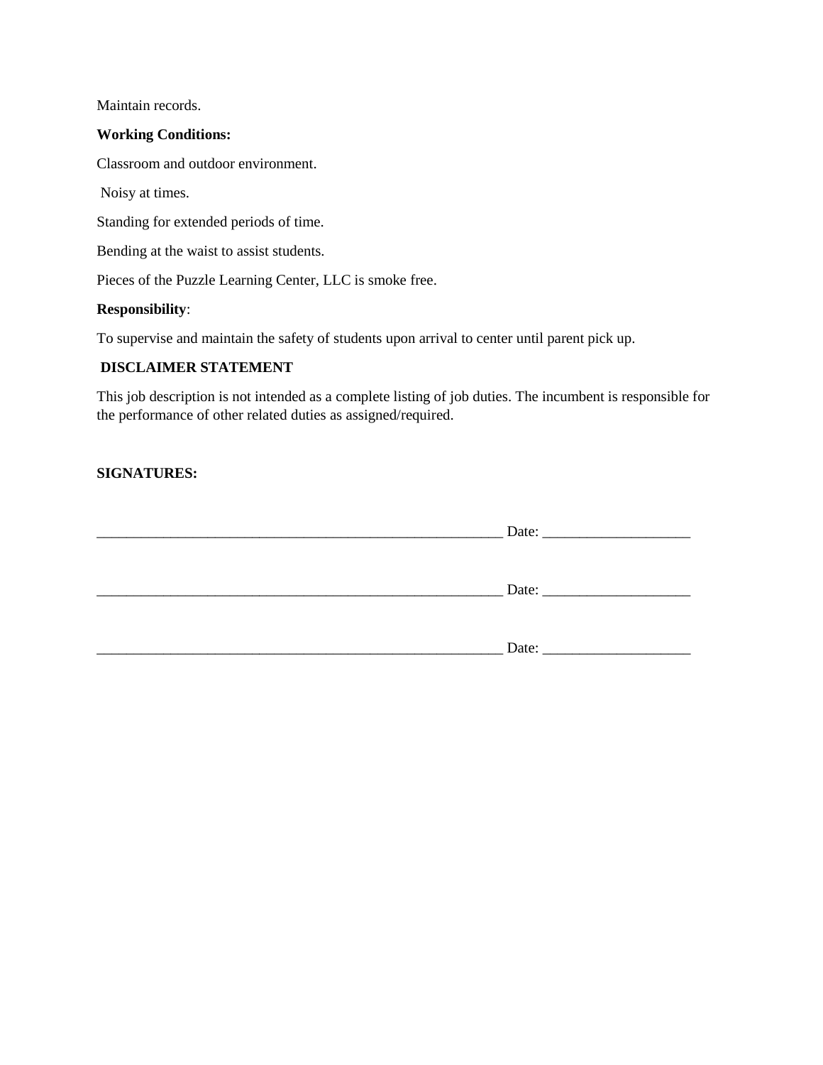Maintain records.

**Working Conditions:**

Classroom and outdoor environment.

Noisy at times.

Standing for extended periods of time.

Bending at the waist to assist students.

Pieces of the Puzzle Learning Center, LLC is smoke free.

**Responsibility**:

To supervise and maintain the safety of students upon arrival to center until parent pick up.

**DISCLAIMER STATEMENT**

This job description is not intended as a complete listing of job duties. The incumbent is responsible for the performance of other related duties as assigned/required.

**SIGNATURES:**

_________________________________________________________ Date: ____________________

_________________________________________________________ Date: ____________________

_________________________________________________________ Date: ____________________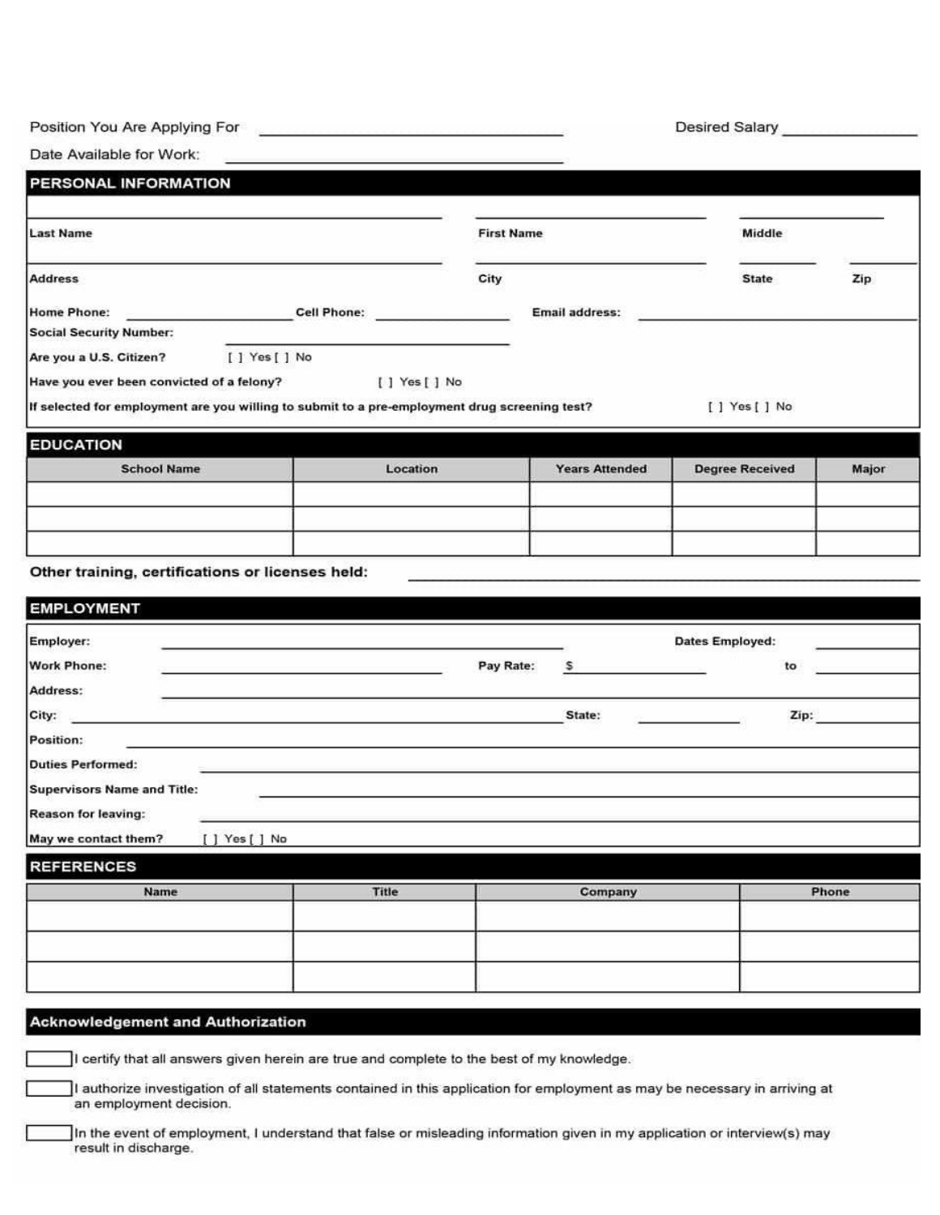Position You Are Applying For ______________________________ Desired Salary ______________

Date Available for Work: ______________________________

## PERSONAL INFORMATION

Last Name ______________________ First Name ______________________ Middle ______________

Address ______________________ City ______________________ State ________ Zip ________

**Home Phone:** ______________ **Cell Phone:** ______________ **Email address:** ______________________

**Social Security Number:** ______________________

**Are you a U.S. Citizen?** [ ] Yes [ ] No

**Have you ever been convicted of a felony?** [ ] Yes [ ] No

**If selected for employment are you willing to submit to a pre-employment drug screening test?** [ ] Yes [ ] No

## EDUCATION

| School Name | Location | Years Attended | Degree Received | Major |
|---|---|---|---|---|
| | | | | |
| | | | | |
| | | | | |

**Other training, certifications or licenses held:** ______________________________

## EMPLOYMENT

**Employer:** ______________________________ **Dates Employed:** ______________

**Work Phone:** ______________________ **Pay Rate:** $ ______________ **to** ______________

**Address:** ______________________________

**City:** ______________________ **State:** ______________ **Zip:** ______________

**Position:** ______________________________

**Duties Performed:** ______________________________

**Supervisors Name and Title:** ______________________________

**Reason for leaving:** ______________________________

**May we contact them?** [ ] Yes [ ] No

## REFERENCES

| Name | Title | Company | Phone |
|---|---|---|---|
| | | | |
| | | | |
| | | | |

## Acknowledgement and Authorization

[ ] I certify that all answers given herein are true and complete to the best of my knowledge.

[ ] I authorize investigation of all statements contained in this application for employment as may be necessary in arriving at an employment decision.

[ ] In the event of employment, I understand that false or misleading information given in my application or interview(s) may result in discharge.